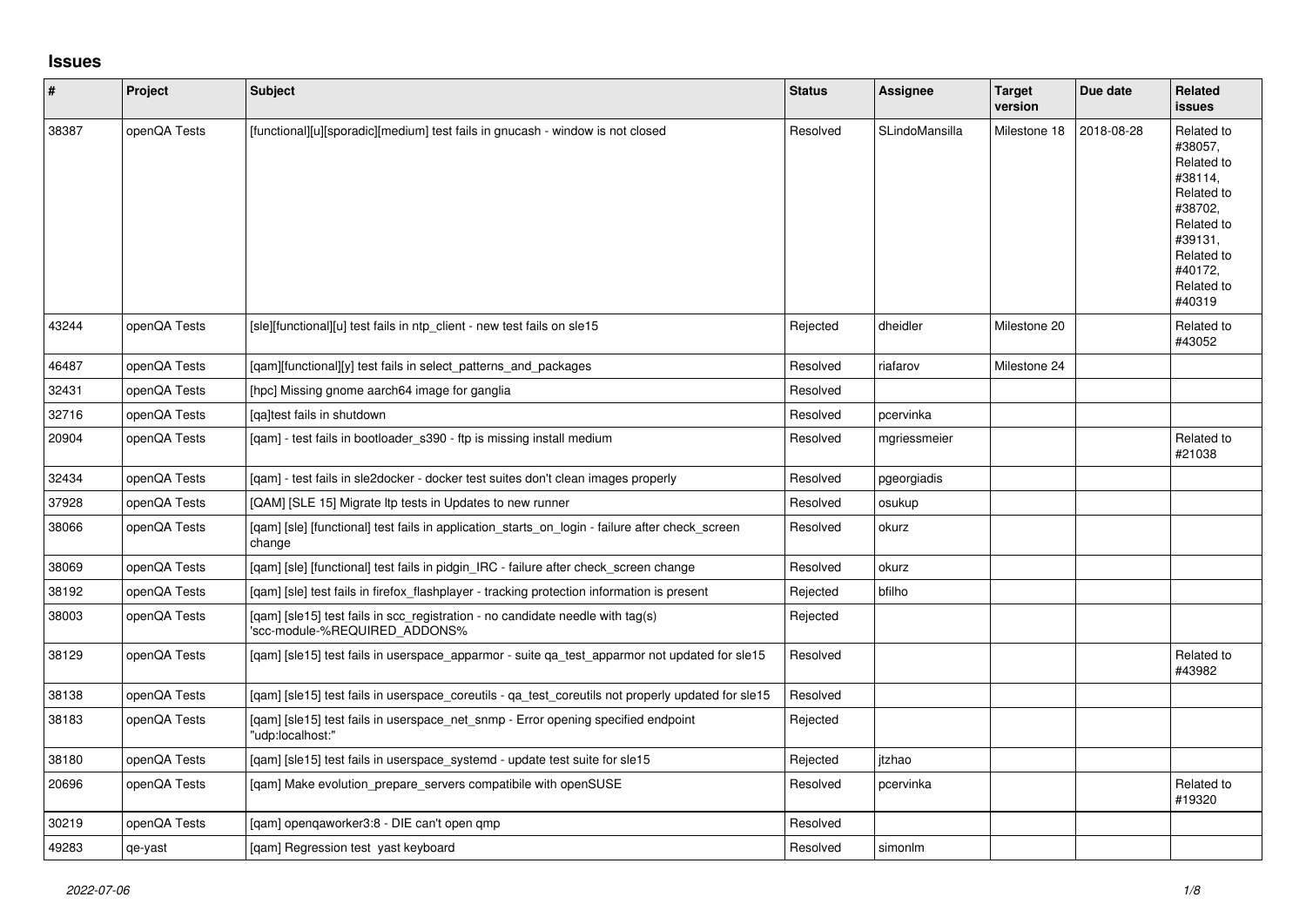# Issues

| # | Project | Subject | Status | Assignee | Target version | Due date | Related issues |
|---|---|---|---|---|---|---|---|
| 38387 | openQA Tests | [functional][u][sporadic][medium] test fails in gnucash - window is not closed | Resolved | SLindoMansilla | Milestone 18 | 2018-08-28 | Related to #38057, Related to #38114, Related to #38702, Related to #39131, Related to #40172, Related to #40319 |
| 43244 | openQA Tests | [sle][functional][u] test fails in ntp_client - new test fails on sle15 | Rejected | dheidler | Milestone 20 | | Related to #43052 |
| 46487 | openQA Tests | [qam][functional][y] test fails in select_patterns_and_packages | Resolved | riafarov | Milestone 24 | | |
| 32431 | openQA Tests | [hpc] Missing gnome aarch64 image for ganglia | Resolved | | | | |
| 32716 | openQA Tests | [qa]test fails in shutdown | Resolved | pcervinka | | | |
| 20904 | openQA Tests | [qam] - test fails in bootloader_s390 - ftp is missing install medium | Resolved | mgriessmeier | | | Related to #21038 |
| 32434 | openQA Tests | [qam] - test fails in sle2docker - docker test suites don't clean images properly | Resolved | pgeorgiadis | | | |
| 37928 | openQA Tests | [QAM] [SLE 15] Migrate ltp tests in Updates to new runner | Resolved | osukup | | | |
| 38066 | openQA Tests | [qam] [sle] [functional] test fails in application_starts_on_login - failure after check_screen change | Resolved | okurz | | | |
| 38069 | openQA Tests | [qam] [sle] [functional] test fails in pidgin_IRC - failure after check_screen change | Resolved | okurz | | | |
| 38192 | openQA Tests | [qam] [sle] test fails in firefox_flashplayer - tracking protection information is present | Rejected | bfilho | | | |
| 38003 | openQA Tests | [qam] [sle15] test fails in scc_registration - no candidate needle with tag(s) 'scc-module-%REQUIRED_ADDONS% | Rejected | | | | |
| 38129 | openQA Tests | [qam] [sle15] test fails in userspace_apparmor - suite qa_test_apparmor not updated for sle15 | Resolved | | | | Related to #43982 |
| 38138 | openQA Tests | [qam] [sle15] test fails in userspace_coreutils - qa_test_coreutils not properly updated for sle15 | Resolved | | | | |
| 38183 | openQA Tests | [qam] [sle15] test fails in userspace_net_snmp - Error opening specified endpoint "udp:localhost:" | Rejected | | | | |
| 38180 | openQA Tests | [qam] [sle15] test fails in userspace_systemd - update test suite for sle15 | Rejected | jtzhao | | | |
| 20696 | openQA Tests | [qam] Make evolution_prepare_servers compatibile with openSUSE | Resolved | pcervinka | | | Related to #19320 |
| 30219 | openQA Tests | [qam] openqaworker3:8 - DIE can't open qmp | Resolved | | | | |
| 49283 | qe-yast | [qam] Regression test yast keyboard | Resolved | simonlm | | | |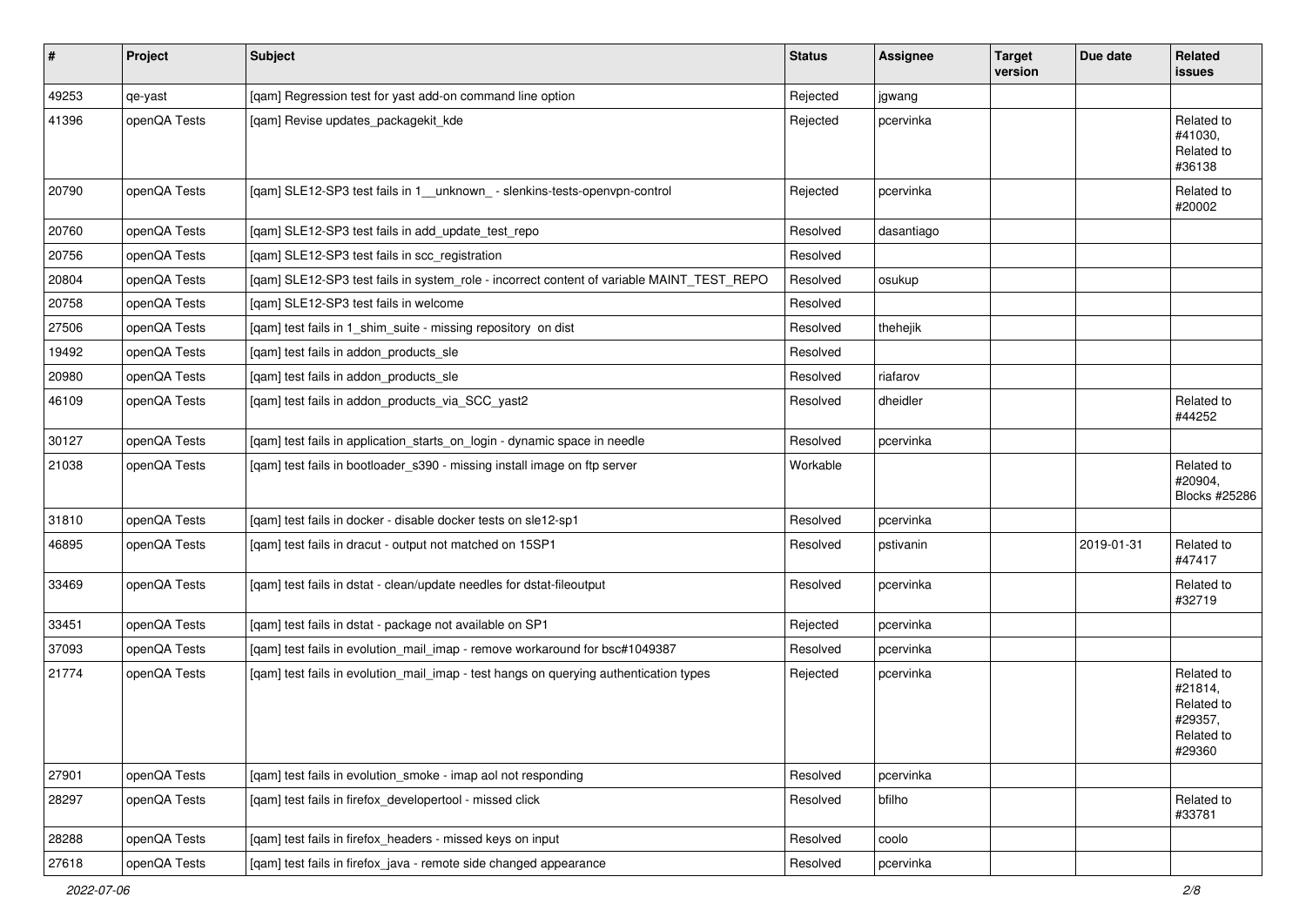| # | Project | Subject | Status | Assignee | Target version | Due date | Related issues |
|---|---|---|---|---|---|---|---|
| 49253 | qe-yast | [qam] Regression test for yast add-on command line option | Rejected | jgwang | | | |
| 41396 | openQA Tests | [qam] Revise updates_packagekit_kde | Rejected | pcervinka | | | Related to #41030, Related to #36138 |
| 20790 | openQA Tests | [qam] SLE12-SP3 test fails in 1__unknown_ - slenkins-tests-openvpn-control | Rejected | pcervinka | | | Related to #20002 |
| 20760 | openQA Tests | [qam] SLE12-SP3 test fails in add_update_test_repo | Resolved | dasantiago | | | |
| 20756 | openQA Tests | [qam] SLE12-SP3 test fails in scc_registration | Resolved | | | | |
| 20804 | openQA Tests | [qam] SLE12-SP3 test fails in system_role - incorrect content of variable MAINT_TEST_REPO | Resolved | osukup | | | |
| 20758 | openQA Tests | [qam] SLE12-SP3 test fails in welcome | Resolved | | | | |
| 27506 | openQA Tests | [qam] test fails in 1_shim_suite - missing repository on dist | Resolved | thehejik | | | |
| 19492 | openQA Tests | [qam] test fails in addon_products_sle | Resolved | | | | |
| 20980 | openQA Tests | [qam] test fails in addon_products_sle | Resolved | riafarov | | | |
| 46109 | openQA Tests | [qam] test fails in addon_products_via_SCC_yast2 | Resolved | dheidler | | | Related to #44252 |
| 30127 | openQA Tests | [qam] test fails in application_starts_on_login - dynamic space in needle | Resolved | pcervinka | | | |
| 21038 | openQA Tests | [qam] test fails in bootloader_s390 - missing install image on ftp server | Workable | | | | Related to #20904, Blocks #25286 |
| 31810 | openQA Tests | [qam] test fails in docker - disable docker tests on sle12-sp1 | Resolved | pcervinka | | | |
| 46895 | openQA Tests | [qam] test fails in dracut - output not matched on 15SP1 | Resolved | pstivanin | | 2019-01-31 | Related to #47417 |
| 33469 | openQA Tests | [qam] test fails in dstat - clean/update needles for dstat-fileoutput | Resolved | pcervinka | | | Related to #32719 |
| 33451 | openQA Tests | [qam] test fails in dstat - package not available on SP1 | Rejected | pcervinka | | | |
| 37093 | openQA Tests | [qam] test fails in evolution_mail_imap - remove workaround for bsc#1049387 | Resolved | pcervinka | | | |
| 21774 | openQA Tests | [qam] test fails in evolution_mail_imap - test hangs on querying authentication types | Rejected | pcervinka | | | Related to #21814, Related to #29357, Related to #29360 |
| 27901 | openQA Tests | [qam] test fails in evolution_smoke - imap aol not responding | Resolved | pcervinka | | | |
| 28297 | openQA Tests | [qam] test fails in firefox_developertool - missed click | Resolved | bfilho | | | Related to #33781 |
| 28288 | openQA Tests | [qam] test fails in firefox_headers - missed keys on input | Resolved | coolo | | | |
| 27618 | openQA Tests | [qam] test fails in firefox_java - remote side changed appearance | Resolved | pcervinka | | | |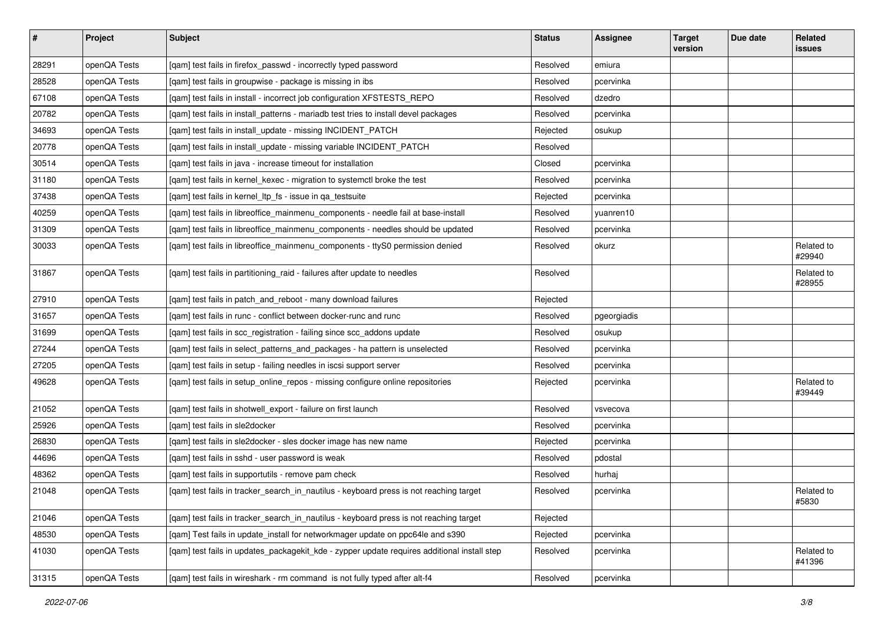| # | Project | Subject | Status | Assignee | Target version | Due date | Related issues |
|---|---|---|---|---|---|---|---|
| 28291 | openQA Tests | [qam] test fails in firefox_passwd - incorrectly typed password | Resolved | emiura | | | |
| 28528 | openQA Tests | [qam] test fails in groupwise - package is missing in ibs | Resolved | pcervinka | | | |
| 67108 | openQA Tests | [qam] test fails in install - incorrect job configuration XFSTESTS_REPO | Resolved | dzedro | | | |
| 20782 | openQA Tests | [qam] test fails in install_patterns - mariadb test tries to install devel packages | Resolved | pcervinka | | | |
| 34693 | openQA Tests | [qam] test fails in install_update - missing INCIDENT_PATCH | Rejected | osukup | | | |
| 20778 | openQA Tests | [qam] test fails in install_update - missing variable INCIDENT_PATCH | Resolved | | | | |
| 30514 | openQA Tests | [qam] test fails in java - increase timeout for installation | Closed | pcervinka | | | |
| 31180 | openQA Tests | [qam] test fails in kernel_kexec - migration to systemctl broke the test | Resolved | pcervinka | | | |
| 37438 | openQA Tests | [qam] test fails in kernel_ltp_fs - issue in qa_testsuite | Rejected | pcervinka | | | |
| 40259 | openQA Tests | [qam] test fails in libreoffice_mainmenu_components - needle fail at base-install | Resolved | yuanren10 | | | |
| 31309 | openQA Tests | [qam] test fails in libreoffice_mainmenu_components - needles should be updated | Resolved | pcervinka | | | |
| 30033 | openQA Tests | [qam] test fails in libreoffice_mainmenu_components - ttyS0 permission denied | Resolved | okurz | | | Related to #29940 |
| 31867 | openQA Tests | [qam] test fails in partitioning_raid - failures after update to needles | Resolved | | | | Related to #28955 |
| 27910 | openQA Tests | [qam] test fails in patch_and_reboot - many download failures | Rejected | | | | |
| 31657 | openQA Tests | [qam] test fails in runc - conflict between docker-runc and runc | Resolved | pgeorgiadis | | | |
| 31699 | openQA Tests | [qam] test fails in scc_registration - failing since scc_addons update | Resolved | osukup | | | |
| 27244 | openQA Tests | [qam] test fails in select_patterns_and_packages - ha pattern is unselected | Resolved | pcervinka | | | |
| 27205 | openQA Tests | [qam] test fails in setup - failing needles in iscsi support server | Resolved | pcervinka | | | |
| 49628 | openQA Tests | [qam] test fails in setup_online_repos - missing configure online repositories | Rejected | pcervinka | | | Related to #39449 |
| 21052 | openQA Tests | [qam] test fails in shotwell_export - failure on first launch | Resolved | vsvecova | | | |
| 25926 | openQA Tests | [qam] test fails in sle2docker | Resolved | pcervinka | | | |
| 26830 | openQA Tests | [qam] test fails in sle2docker - sles docker image has new name | Rejected | pcervinka | | | |
| 44696 | openQA Tests | [qam] test fails in sshd - user password is weak | Resolved | pdostal | | | |
| 48362 | openQA Tests | [qam] test fails in supportutils - remove pam check | Resolved | hurhaj | | | |
| 21048 | openQA Tests | [qam] test fails in tracker_search_in_nautilus - keyboard press is not reaching target | Resolved | pcervinka | | | Related to #5830 |
| 21046 | openQA Tests | [qam] test fails in tracker_search_in_nautilus - keyboard press is not reaching target | Rejected | | | | |
| 48530 | openQA Tests | [qam] Test fails in update_install for networkmager update on ppc64le and s390 | Rejected | pcervinka | | | |
| 41030 | openQA Tests | [qam] test fails in updates_packagekit_kde - zypper update requires additional install step | Resolved | pcervinka | | | Related to #41396 |
| 31315 | openQA Tests | [qam] test fails in wireshark - rm command is not fully typed after alt-f4 | Resolved | pcervinka | | | |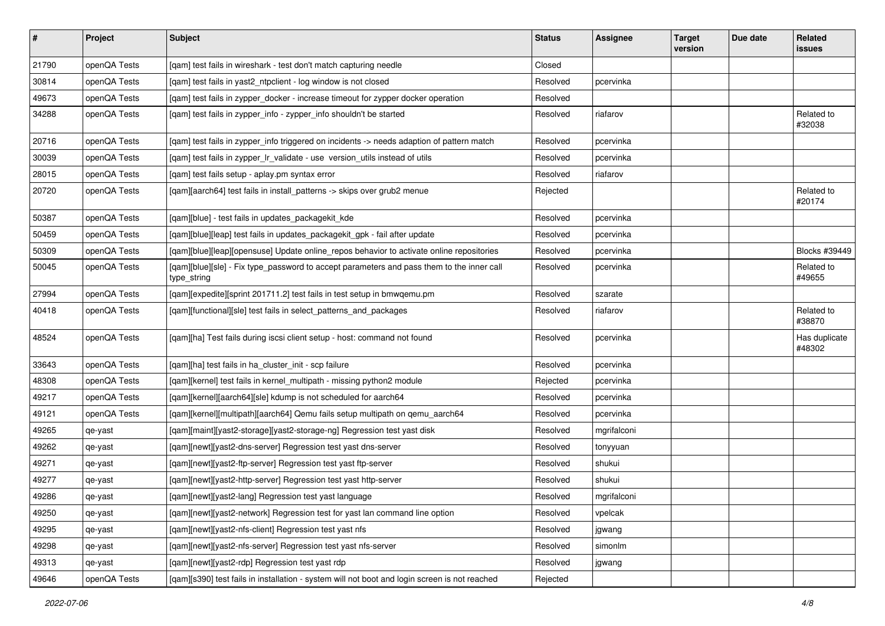| # | Project | Subject | Status | Assignee | Target version | Due date | Related issues |
|---|---|---|---|---|---|---|---|
| 21790 | openQA Tests | [qam] test fails in wireshark - test don't match capturing needle | Closed | | | | |
| 30814 | openQA Tests | [qam] test fails in yast2_ntpclient - log window is not closed | Resolved | pcervinka | | | |
| 49673 | openQA Tests | [qam] test fails in zypper_docker - increase timeout for zypper docker operation | Resolved | | | | |
| 34288 | openQA Tests | [qam] test fails in zypper_info - zypper_info shouldn't be started | Resolved | riafarov | | | Related to #32038 |
| 20716 | openQA Tests | [qam] test fails in zypper_info triggered on incidents -> needs adaption of pattern match | Resolved | pcervinka | | | |
| 30039 | openQA Tests | [qam] test fails in zypper_lr_validate - use version_utils instead of utils | Resolved | pcervinka | | | |
| 28015 | openQA Tests | [qam] test fails setup - aplay.pm syntax error | Resolved | riafarov | | | |
| 20720 | openQA Tests | [qam][aarch64] test fails in install_patterns -> skips over grub2 menue | Rejected | | | | Related to #20174 |
| 50387 | openQA Tests | [qam][blue] - test fails in updates_packagekit_kde | Resolved | pcervinka | | | |
| 50459 | openQA Tests | [qam][blue][leap] test fails in updates_packagekit_gpk - fail after update | Resolved | pcervinka | | | |
| 50309 | openQA Tests | [qam][blue][leap][opensuse] Update online_repos behavior to activate online repositories | Resolved | pcervinka | | | Blocks #39449 |
| 50045 | openQA Tests | [qam][blue][sle] - Fix type_password to accept parameters and pass them to the inner call type_string | Resolved | pcervinka | | | Related to #49655 |
| 27994 | openQA Tests | [qam][expedite][sprint 201711.2] test fails in test setup in bmwqemu.pm | Resolved | szarate | | | |
| 40418 | openQA Tests | [qam][functional][sle] test fails in select_patterns_and_packages | Resolved | riafarov | | | Related to #38870 |
| 48524 | openQA Tests | [qam][ha] Test fails during iscsi client setup - host: command not found | Resolved | pcervinka | | | Has duplicate #48302 |
| 33643 | openQA Tests | [qam][ha] test fails in ha_cluster_init - scp failure | Resolved | pcervinka | | | |
| 48308 | openQA Tests | [qam][kernel] test fails in kernel_multipath - missing python2 module | Rejected | pcervinka | | | |
| 49217 | openQA Tests | [qam][kernel][aarch64][sle] kdump is not scheduled for aarch64 | Resolved | pcervinka | | | |
| 49121 | openQA Tests | [qam][kernel][multipath][aarch64] Qemu fails setup multipath on qemu_aarch64 | Resolved | pcervinka | | | |
| 49265 | qe-yast | [qam][maint][yast2-storage][yast2-storage-ng] Regression test yast disk | Resolved | mgrifalconi | | | |
| 49262 | qe-yast | [qam][newt][yast2-dns-server] Regression test yast dns-server | Resolved | tonyyuan | | | |
| 49271 | qe-yast | [qam][newt][yast2-ftp-server] Regression test yast ftp-server | Resolved | shukui | | | |
| 49277 | qe-yast | [qam][newt][yast2-http-server] Regression test yast http-server | Resolved | shukui | | | |
| 49286 | qe-yast | [qam][newt][yast2-lang] Regression test yast language | Resolved | mgrifalconi | | | |
| 49250 | qe-yast | [qam][newt][yast2-network] Regression test for yast lan command line option | Resolved | vpelcak | | | |
| 49295 | qe-yast | [qam][newt][yast2-nfs-client] Regression test yast nfs | Resolved | jgwang | | | |
| 49298 | qe-yast | [qam][newt][yast2-nfs-server] Regression test yast nfs-server | Resolved | simonlm | | | |
| 49313 | qe-yast | [qam][newt][yast2-rdp] Regression test yast rdp | Resolved | jgwang | | | |
| 49646 | openQA Tests | [qam][s390] test fails in installation - system will not boot and login screen is not reached | Rejected | | | | |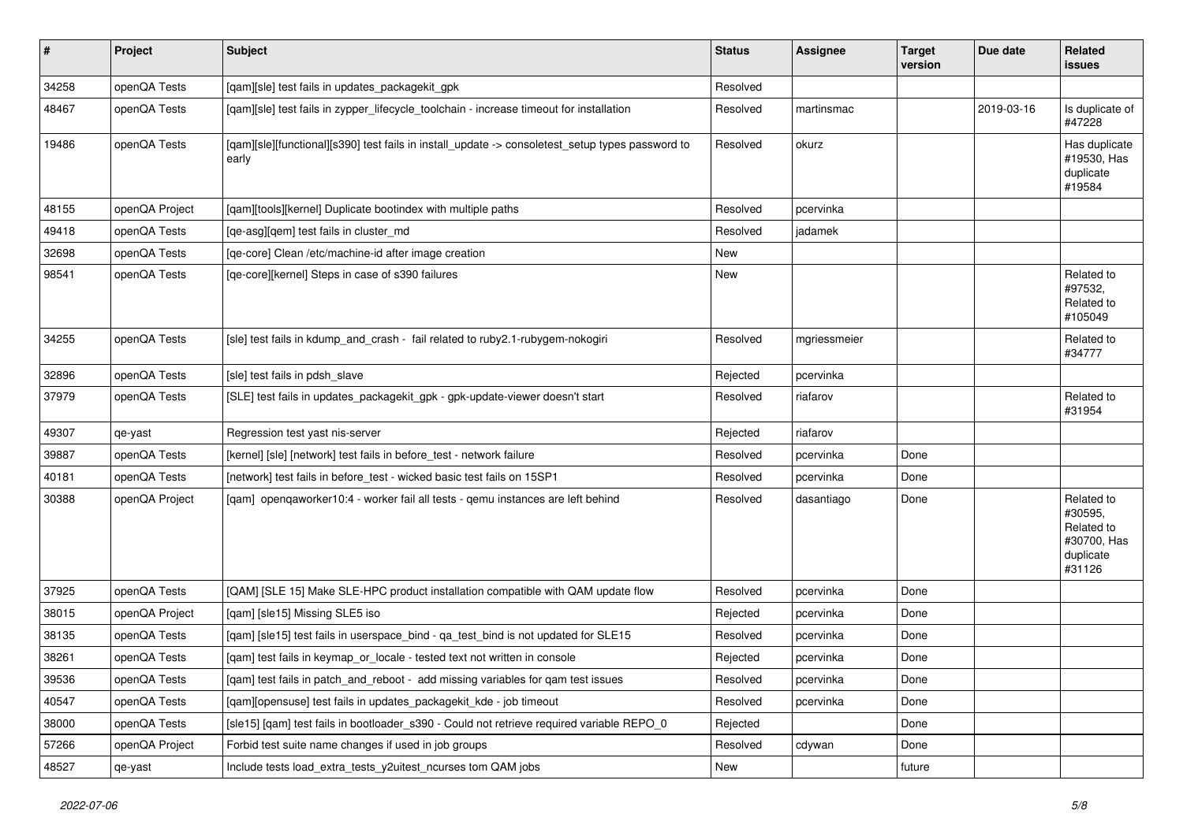| # | Project | Subject | Status | Assignee | Target version | Due date | Related issues |
|---|---|---|---|---|---|---|---|
| 34258 | openQA Tests | [qam][sle] test fails in updates_packagekit_gpk | Resolved | | | | |
| 48467 | openQA Tests | [qam][sle] test fails in zypper_lifecycle_toolchain - increase timeout for installation | Resolved | martinsmac | | 2019-03-16 | Is duplicate of #47228 |
| 19486 | openQA Tests | [qam][sle][functional][s390] test fails in install_update -> consoletest_setup types password to early | Resolved | okurz | | | Has duplicate #19530, Has duplicate #19584 |
| 48155 | openQA Project | [qam][tools][kernel] Duplicate bootindex with multiple paths | Resolved | pcervinka | | | |
| 49418 | openQA Tests | [qe-asg][qem] test fails in cluster_md | Resolved | jadamek | | | |
| 32698 | openQA Tests | [qe-core] Clean /etc/machine-id after image creation | New | | | | |
| 98541 | openQA Tests | [qe-core][kernel] Steps in case of s390 failures | New | | | | Related to #97532, Related to #105049 |
| 34255 | openQA Tests | [sle] test fails in kdump_and_crash - fail related to ruby2.1-rubygem-nokogiri | Resolved | mgriessmeier | | | Related to #34777 |
| 32896 | openQA Tests | [sle] test fails in pdsh_slave | Rejected | pcervinka | | | |
| 37979 | openQA Tests | [SLE] test fails in updates_packagekit_gpk - gpk-update-viewer doesn't start | Resolved | riafarov | | | Related to #31954 |
| 49307 | qe-yast | Regression test yast nis-server | Rejected | riafarov | | | |
| 39887 | openQA Tests | [kernel] [sle] [network] test fails in before_test - network failure | Resolved | pcervinka | Done | | |
| 40181 | openQA Tests | [network] test fails in before_test - wicked basic test fails on 15SP1 | Resolved | pcervinka | Done | | |
| 30388 | openQA Project | [qam] openqaworker10:4 - worker fail all tests - qemu instances are left behind | Resolved | dasantiago | Done | | Related to #30595, Related to #30700, Has duplicate #31126 |
| 37925 | openQA Tests | [QAM] [SLE 15] Make SLE-HPC product installation compatible with QAM update flow | Resolved | pcervinka | Done | | |
| 38015 | openQA Project | [qam] [sle15] Missing SLE5 iso | Rejected | pcervinka | Done | | |
| 38135 | openQA Tests | [qam] [sle15] test fails in userspace_bind - qa_test_bind is not updated for SLE15 | Resolved | pcervinka | Done | | |
| 38261 | openQA Tests | [qam] test fails in keymap_or_locale - tested text not written in console | Rejected | pcervinka | Done | | |
| 39536 | openQA Tests | [qam] test fails in patch_and_reboot - add missing variables for qam test issues | Resolved | pcervinka | Done | | |
| 40547 | openQA Tests | [qam][opensuse] test fails in updates_packagekit_kde - job timeout | Resolved | pcervinka | Done | | |
| 38000 | openQA Tests | [sle15] [qam] test fails in bootloader_s390 - Could not retrieve required variable REPO_0 | Rejected | | Done | | |
| 57266 | openQA Project | Forbid test suite name changes if used in job groups | Resolved | cdywan | Done | | |
| 48527 | qe-yast | Include tests load_extra_tests_y2uitest_ncurses tom QAM jobs | New | | future | | |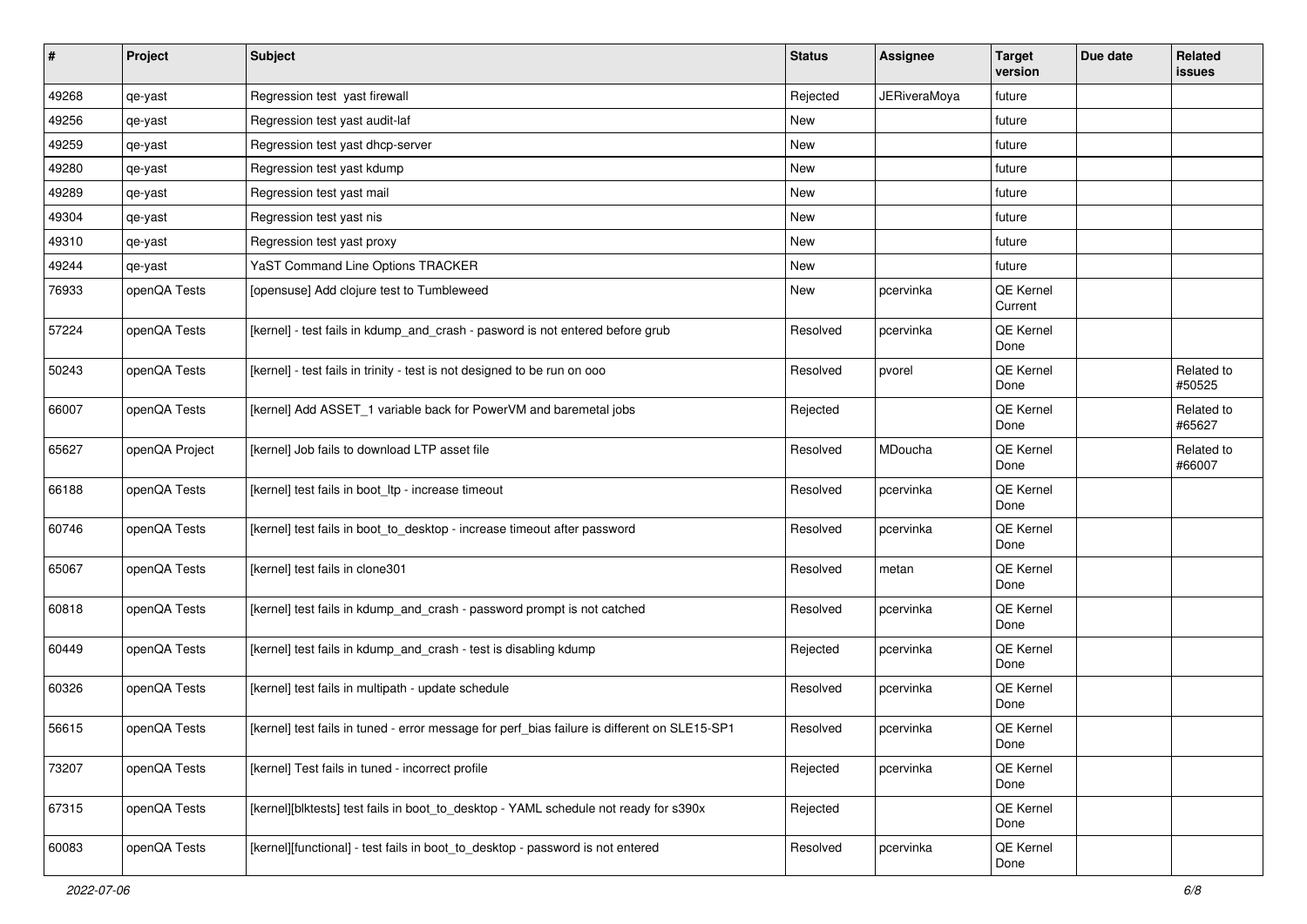| # | Project | Subject | Status | Assignee | Target version | Due date | Related issues |
|---|---|---|---|---|---|---|---|
| 49268 | qe-yast | Regression test  yast firewall | Rejected | JERiveraMoya | future | | |
| 49256 | qe-yast | Regression test yast audit-laf | New | | future | | |
| 49259 | qe-yast | Regression test yast dhcp-server | New | | future | | |
| 49280 | qe-yast | Regression test yast kdump | New | | future | | |
| 49289 | qe-yast | Regression test yast mail | New | | future | | |
| 49304 | qe-yast | Regression test yast nis | New | | future | | |
| 49310 | qe-yast | Regression test yast proxy | New | | future | | |
| 49244 | qe-yast | YaST Command Line Options TRACKER | New | | future | | |
| 76933 | openQA Tests | [opensuse] Add clojure test to Tumbleweed | New | pcervinka | QE Kernel Current | | |
| 57224 | openQA Tests | [kernel] - test fails in kdump_and_crash - pasword is not entered before grub | Resolved | pcervinka | QE Kernel Done | | |
| 50243 | openQA Tests | [kernel] - test fails in trinity - test is not designed to be run on ooo | Resolved | pvorel | QE Kernel Done | | Related to #50525 |
| 66007 | openQA Tests | [kernel] Add ASSET_1 variable back for PowerVM and baremetal jobs | Rejected | | QE Kernel Done | | Related to #65627 |
| 65627 | openQA Project | [kernel] Job fails to download LTP asset file | Resolved | MDoucha | QE Kernel Done | | Related to #66007 |
| 66188 | openQA Tests | [kernel] test fails in boot_ltp - increase timeout | Resolved | pcervinka | QE Kernel Done | | |
| 60746 | openQA Tests | [kernel] test fails in boot_to_desktop - increase timeout after password | Resolved | pcervinka | QE Kernel Done | | |
| 65067 | openQA Tests | [kernel] test fails in clone301 | Resolved | metan | QE Kernel Done | | |
| 60818 | openQA Tests | [kernel] test fails in kdump_and_crash - password prompt is not catched | Resolved | pcervinka | QE Kernel Done | | |
| 60449 | openQA Tests | [kernel] test fails in kdump_and_crash - test is disabling kdump | Rejected | pcervinka | QE Kernel Done | | |
| 60326 | openQA Tests | [kernel] test fails in multipath - update schedule | Resolved | pcervinka | QE Kernel Done | | |
| 56615 | openQA Tests | [kernel] test fails in tuned - error message for perf_bias failure is different on SLE15-SP1 | Resolved | pcervinka | QE Kernel Done | | |
| 73207 | openQA Tests | [kernel] Test fails in tuned - incorrect profile | Rejected | pcervinka | QE Kernel Done | | |
| 67315 | openQA Tests | [kernel][blktests] test fails in boot_to_desktop - YAML schedule not ready for s390x | Rejected | | QE Kernel Done | | |
| 60083 | openQA Tests | [kernel][functional] - test fails in boot_to_desktop - password is not entered | Resolved | pcervinka | QE Kernel Done | | |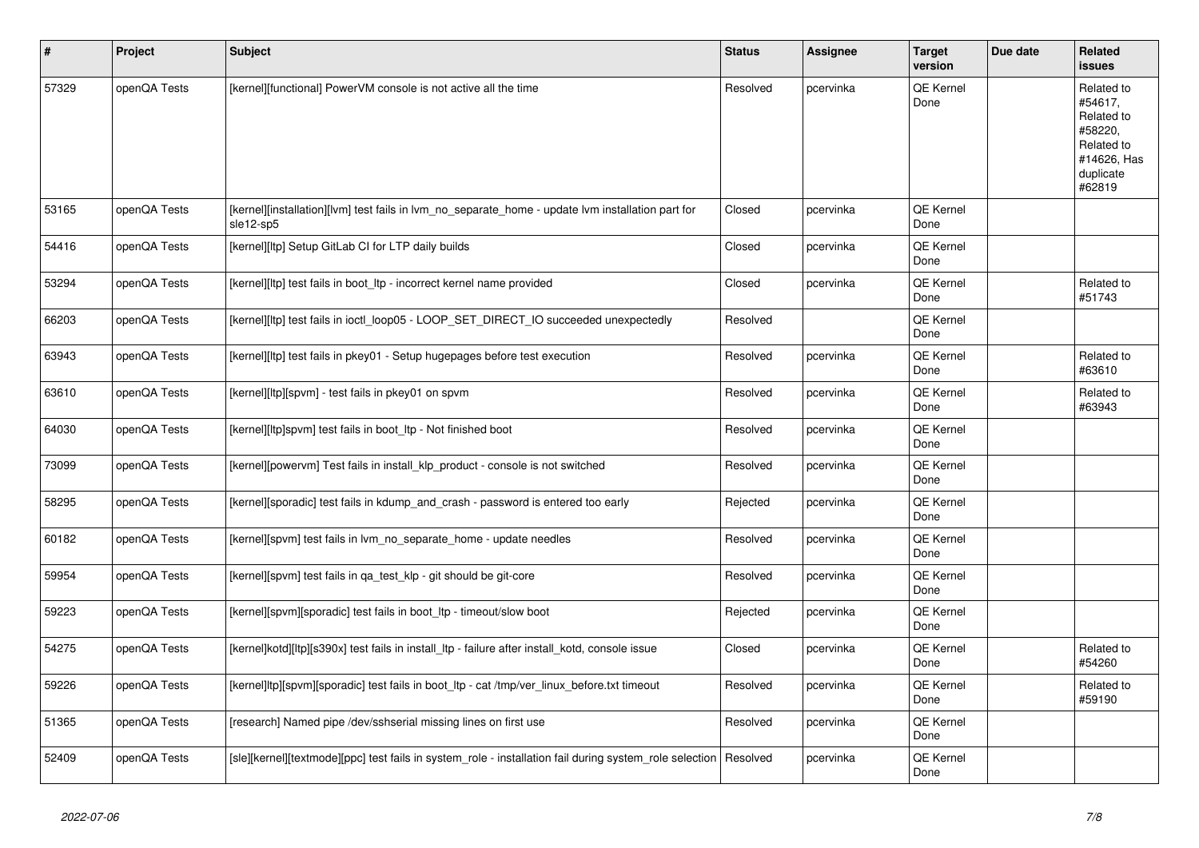| # | Project | Subject | Status | Assignee | Target version | Due date | Related issues |
|---|---|---|---|---|---|---|---|
| 57329 | openQA Tests | [kernel][functional] PowerVM console is not active all the time | Resolved | pcervinka | QE Kernel Done | | Related to #54617, Related to #58220, Related to #14626, Has duplicate #62819 |
| 53165 | openQA Tests | [kernel][installation][lvm] test fails in lvm_no_separate_home - update lvm installation part for sle12-sp5 | Closed | pcervinka | QE Kernel Done | | |
| 54416 | openQA Tests | [kernel][ltp] Setup GitLab CI for LTP daily builds | Closed | pcervinka | QE Kernel Done | | |
| 53294 | openQA Tests | [kernel][ltp] test fails in boot_ltp - incorrect kernel name provided | Closed | pcervinka | QE Kernel Done | | Related to #51743 |
| 66203 | openQA Tests | [kernel][ltp] test fails in ioctl_loop05 - LOOP_SET_DIRECT_IO succeeded unexpectedly | Resolved | | QE Kernel Done | | |
| 63943 | openQA Tests | [kernel][ltp] test fails in pkey01 - Setup hugepages before test execution | Resolved | pcervinka | QE Kernel Done | | Related to #63610 |
| 63610 | openQA Tests | [kernel][ltp][spvm] - test fails in pkey01 on spvm | Resolved | pcervinka | QE Kernel Done | | Related to #63943 |
| 64030 | openQA Tests | [kernel][ltp]spvm] test fails in boot_ltp - Not finished boot | Resolved | pcervinka | QE Kernel Done | | |
| 73099 | openQA Tests | [kernel][powervm] Test fails in install_klp_product - console is not switched | Resolved | pcervinka | QE Kernel Done | | |
| 58295 | openQA Tests | [kernel][sporadic] test fails in kdump_and_crash - password is entered too early | Rejected | pcervinka | QE Kernel Done | | |
| 60182 | openQA Tests | [kernel][spvm] test fails in lvm_no_separate_home - update needles | Resolved | pcervinka | QE Kernel Done | | |
| 59954 | openQA Tests | [kernel][spvm] test fails in qa_test_klp - git should be git-core | Resolved | pcervinka | QE Kernel Done | | |
| 59223 | openQA Tests | [kernel][spvm][sporadic] test fails in boot_ltp - timeout/slow boot | Rejected | pcervinka | QE Kernel Done | | |
| 54275 | openQA Tests | [kernel]kotd][ltp][s390x] test fails in install_ltp - failure after install_kotd, console issue | Closed | pcervinka | QE Kernel Done | | Related to #54260 |
| 59226 | openQA Tests | [kernel]ltp][spvm][sporadic] test fails in boot_ltp - cat /tmp/ver_linux_before.txt timeout | Resolved | pcervinka | QE Kernel Done | | Related to #59190 |
| 51365 | openQA Tests | [research] Named pipe /dev/sshserial missing lines on first use | Resolved | pcervinka | QE Kernel Done | | |
| 52409 | openQA Tests | [sle][kernel][textmode][ppc] test fails in system_role - installation fail during system_role selection | Resolved | pcervinka | QE Kernel Done | | |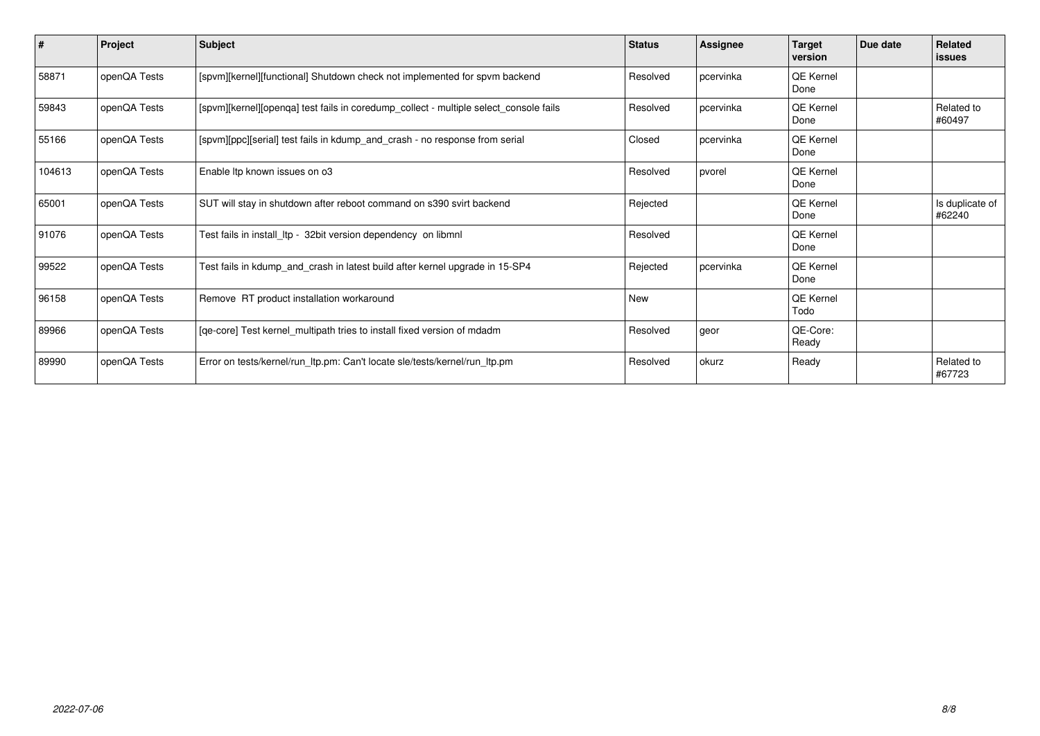| # | Project | Subject | Status | Assignee | Target version | Due date | Related issues |
|---|---|---|---|---|---|---|---|
| 58871 | openQA Tests | [spvm][kernel][functional] Shutdown check not implemented for spvm backend | Resolved | pcervinka | QE Kernel Done | | |
| 59843 | openQA Tests | [spvm][kernel][openqa] test fails in coredump_collect - multiple select_console fails | Resolved | pcervinka | QE Kernel Done | | Related to #60497 |
| 55166 | openQA Tests | [spvm][ppc][serial] test fails in kdump_and_crash - no response from serial | Closed | pcervinka | QE Kernel Done | | |
| 104613 | openQA Tests | Enable ltp known issues on o3 | Resolved | pvorel | QE Kernel Done | | |
| 65001 | openQA Tests | SUT will stay in shutdown after reboot command on s390 svirt backend | Rejected | | QE Kernel Done | | Is duplicate of #62240 |
| 91076 | openQA Tests | Test fails in install_ltp - 32bit version dependency on libmnl | Resolved | | QE Kernel Done | | |
| 99522 | openQA Tests | Test fails in kdump_and_crash in latest build after kernel upgrade in 15-SP4 | Rejected | pcervinka | QE Kernel Done | | |
| 96158 | openQA Tests | Remove RT product installation workaround | New | | QE Kernel Todo | | |
| 89966 | openQA Tests | [qe-core] Test kernel_multipath tries to install fixed version of mdadm | Resolved | geor | QE-Core: Ready | | |
| 89990 | openQA Tests | Error on tests/kernel/run_ltp.pm: Can't locate sle/tests/kernel/run_ltp.pm | Resolved | okurz | Ready | | Related to #67723 |